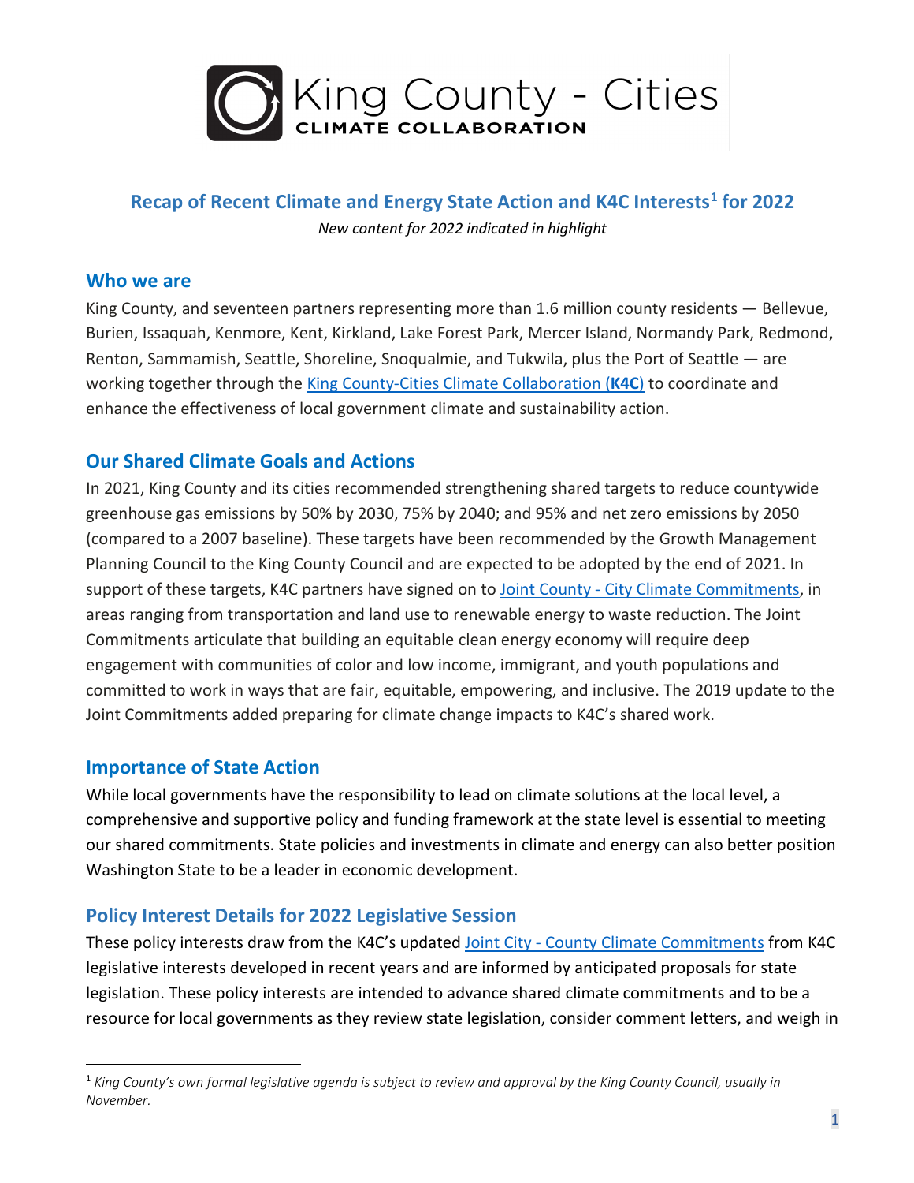King County - Cities
CLIMATE COLLABORATION

## Recap of Recent Climate and Energy State Action and K4C Interests[1] for 2022

*New content for 2022 indicated in highlight*

### Who we are

King County, and seventeen partners representing more than 1.6 million county residents — Bellevue, Burien, Issaquah, Kenmore, Kent, Kirkland, Lake Forest Park, Mercer Island, Normandy Park, Redmond, Renton, Sammamish, Seattle, Shoreline, Snoqualmie, and Tukwila, plus the Port of Seattle — are working together through the King County-Cities Climate Collaboration (**K4C**) to coordinate and enhance the effectiveness of local government climate and sustainability action.

### Our Shared Climate Goals and Actions

In 2021, King County and its cities recommended strengthening shared targets to reduce countywide greenhouse gas emissions by 50% by 2030, 75% by 2040; and 95% and net zero emissions by 2050 (compared to a 2007 baseline). These targets have been recommended by the Growth Management Planning Council to the King County Council and are expected to be adopted by the end of 2021. In support of these targets, K4C partners have signed on to Joint County - City Climate Commitments, in areas ranging from transportation and land use to renewable energy to waste reduction. The Joint Commitments articulate that building an equitable clean energy economy will require deep engagement with communities of color and low income, immigrant, and youth populations and committed to work in ways that are fair, equitable, empowering, and inclusive. The 2019 update to the Joint Commitments added preparing for climate change impacts to K4C's shared work.

### Importance of State Action

While local governments have the responsibility to lead on climate solutions at the local level, a comprehensive and supportive policy and funding framework at the state level is essential to meeting our shared commitments. State policies and investments in climate and energy can also better position Washington State to be a leader in economic development.

### Policy Interest Details for 2022 Legislative Session

These policy interests draw from the K4C's updated Joint City - County Climate Commitments from K4C legislative interests developed in recent years and are informed by anticipated proposals for state legislation. These policy interests are intended to advance shared climate commitments and to be a resource for local governments as they review state legislation, consider comment letters, and weigh in

[1] *King County's own formal legislative agenda is subject to review and approval by the King County Council, usually in November.*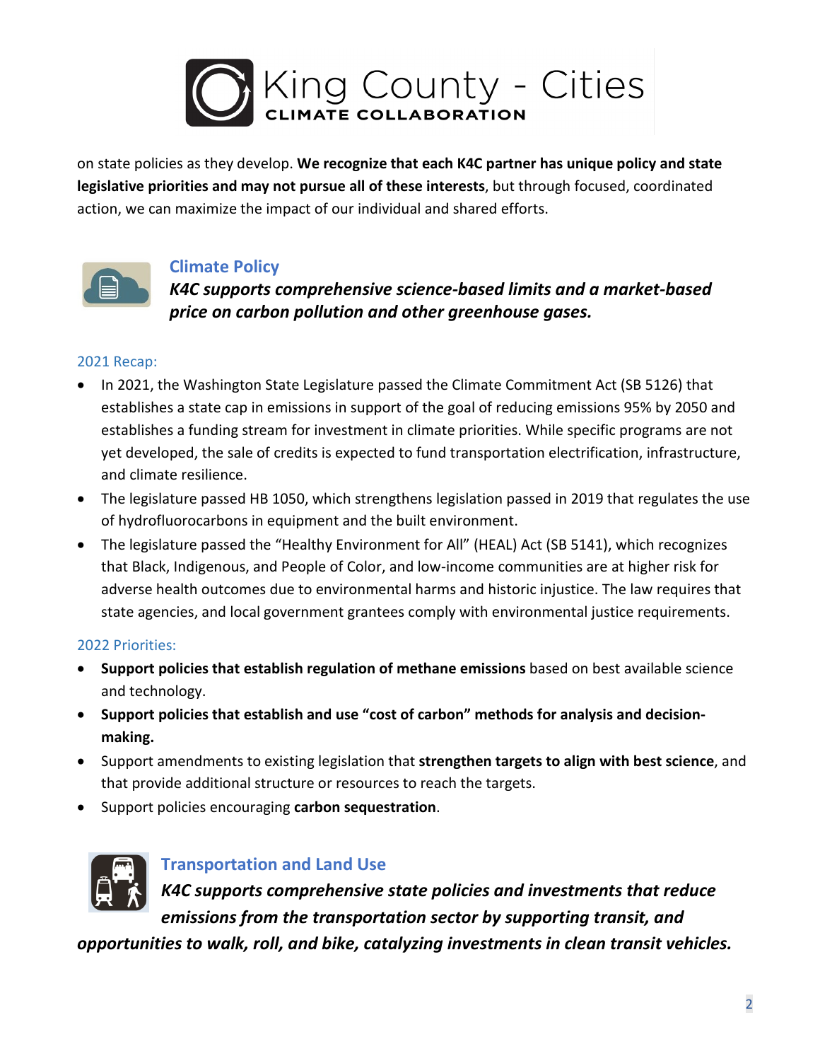on state policies as they develop. **We recognize that each K4C partner has unique policy and state legislative priorities and may not pursue all of these interests**, but through focused, coordinated action, we can maximize the impact of our individual and shared efforts.

## Climate Policy

***K4C supports comprehensive science-based limits and a market-based price on carbon pollution and other greenhouse gases.***

### 2021 Recap:

- In 2021, the Washington State Legislature passed the Climate Commitment Act (SB 5126) that establishes a state cap in emissions in support of the goal of reducing emissions 95% by 2050 and establishes a funding stream for investment in climate priorities. While specific programs are not yet developed, the sale of credits is expected to fund transportation electrification, infrastructure, and climate resilience.
- The legislature passed HB 1050, which strengthens legislation passed in 2019 that regulates the use of hydrofluorocarbons in equipment and the built environment.
- The legislature passed the "Healthy Environment for All" (HEAL) Act (SB 5141), which recognizes that Black, Indigenous, and People of Color, and low-income communities are at higher risk for adverse health outcomes due to environmental harms and historic injustice. The law requires that state agencies, and local government grantees comply with environmental justice requirements.

### 2022 Priorities:

- **Support policies that establish regulation of methane emissions** based on best available science and technology.
- **Support policies that establish and use "cost of carbon" methods for analysis and decision-making.**
- Support amendments to existing legislation that **strengthen targets to align with best science**, and that provide additional structure or resources to reach the targets.
- Support policies encouraging **carbon sequestration**.

## Transportation and Land Use

***K4C supports comprehensive state policies and investments that reduce emissions from the transportation sector by supporting transit, and opportunities to walk, roll, and bike, catalyzing investments in clean transit vehicles.***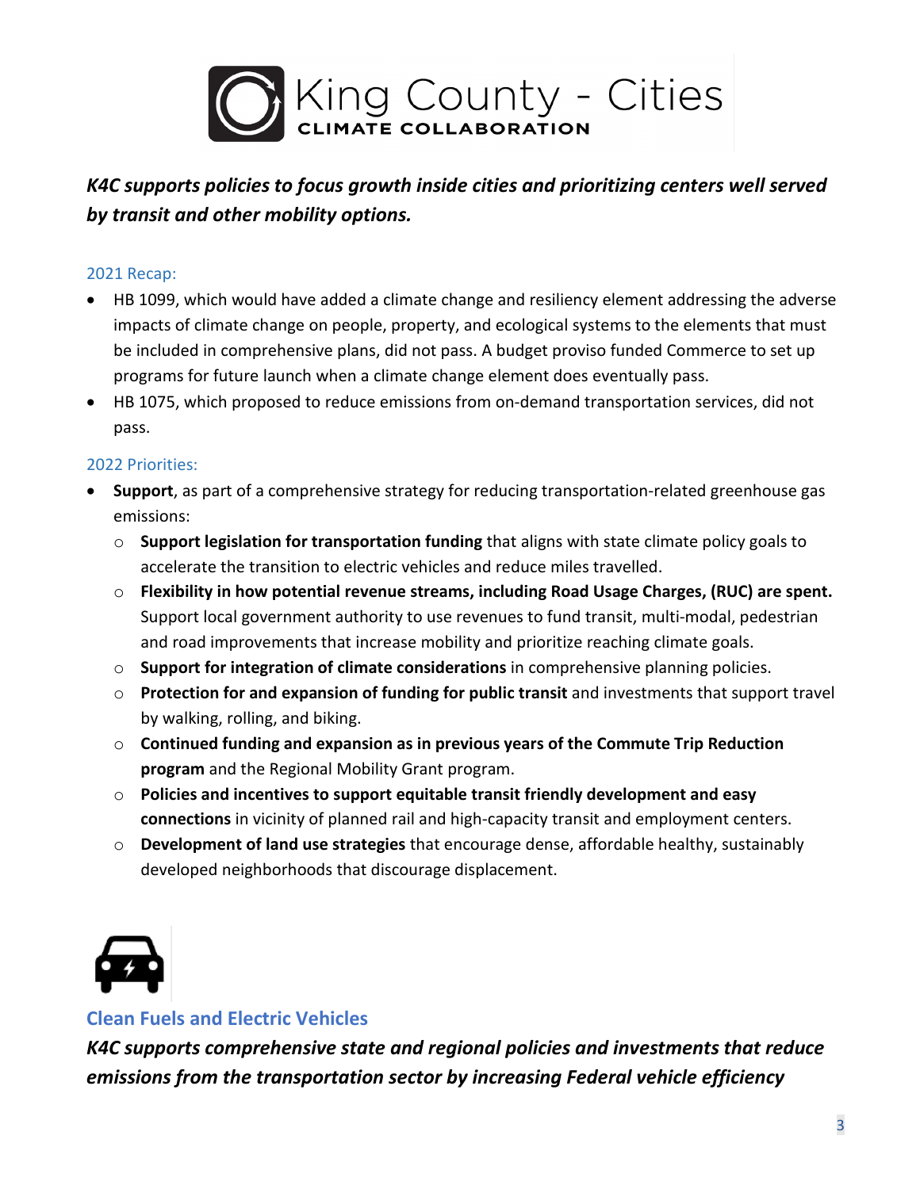*K4C supports policies to focus growth inside cities and prioritizing centers well served by transit and other mobility options.*

2021 Recap:

- HB 1099, which would have added a climate change and resiliency element addressing the adverse impacts of climate change on people, property, and ecological systems to the elements that must be included in comprehensive plans, did not pass. A budget proviso funded Commerce to set up programs for future launch when a climate change element does eventually pass.
- HB 1075, which proposed to reduce emissions from on-demand transportation services, did not pass.

2022 Priorities:

- **Support**, as part of a comprehensive strategy for reducing transportation-related greenhouse gas emissions:
  - **Support legislation for transportation funding** that aligns with state climate policy goals to accelerate the transition to electric vehicles and reduce miles travelled.
  - **Flexibility in how potential revenue streams, including Road Usage Charges, (RUC) are spent.** Support local government authority to use revenues to fund transit, multi-modal, pedestrian and road improvements that increase mobility and prioritize reaching climate goals.
  - **Support for integration of climate considerations** in comprehensive planning policies.
  - **Protection for and expansion of funding for public transit** and investments that support travel by walking, rolling, and biking.
  - **Continued funding and expansion as in previous years of the Commute Trip Reduction program** and the Regional Mobility Grant program.
  - **Policies and incentives to support equitable transit friendly development and easy connections** in vicinity of planned rail and high-capacity transit and employment centers.
  - **Development of land use strategies** that encourage dense, affordable healthy, sustainably developed neighborhoods that discourage displacement.

## Clean Fuels and Electric Vehicles

*K4C supports comprehensive state and regional policies and investments that reduce emissions from the transportation sector by increasing Federal vehicle efficiency*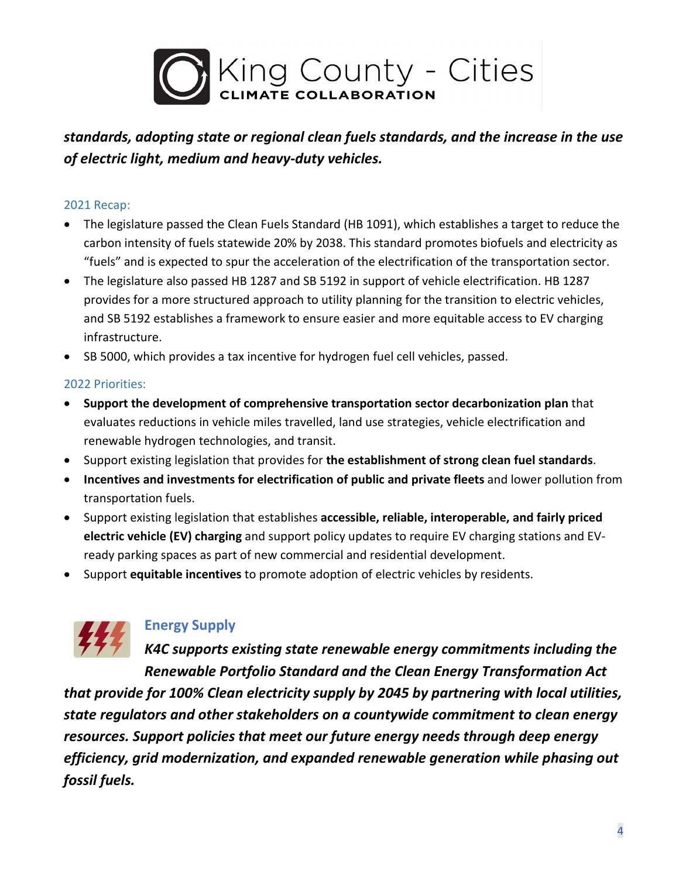***standards, adopting state or regional clean fuels standards, and the increase in the use of electric light, medium and heavy-duty vehicles.***

### 2021 Recap:

- The legislature passed the Clean Fuels Standard (HB 1091), which establishes a target to reduce the carbon intensity of fuels statewide 20% by 2038. This standard promotes biofuels and electricity as "fuels" and is expected to spur the acceleration of the electrification of the transportation sector.
- The legislature also passed HB 1287 and SB 5192 in support of vehicle electrification. HB 1287 provides for a more structured approach to utility planning for the transition to electric vehicles, and SB 5192 establishes a framework to ensure easier and more equitable access to EV charging infrastructure.
- SB 5000, which provides a tax incentive for hydrogen fuel cell vehicles, passed.

### 2022 Priorities:

- **Support the development of comprehensive transportation sector decarbonization plan** that evaluates reductions in vehicle miles travelled, land use strategies, vehicle electrification and renewable hydrogen technologies, and transit.
- Support existing legislation that provides for **the establishment of strong clean fuel standards**.
- **Incentives and investments for electrification of public and private fleets** and lower pollution from transportation fuels.
- Support existing legislation that establishes **accessible, reliable, interoperable, and fairly priced electric vehicle (EV) charging** and support policy updates to require EV charging stations and EV-ready parking spaces as part of new commercial and residential development.
- Support **equitable incentives** to promote adoption of electric vehicles by residents.

## Energy Supply

***K4C supports existing state renewable energy commitments including the Renewable Portfolio Standard and the Clean Energy Transformation Act that provide for 100% Clean electricity supply by 2045 by partnering with local utilities, state regulators and other stakeholders on a countywide commitment to clean energy resources. Support policies that meet our future energy needs through deep energy efficiency, grid modernization, and expanded renewable generation while phasing out fossil fuels.***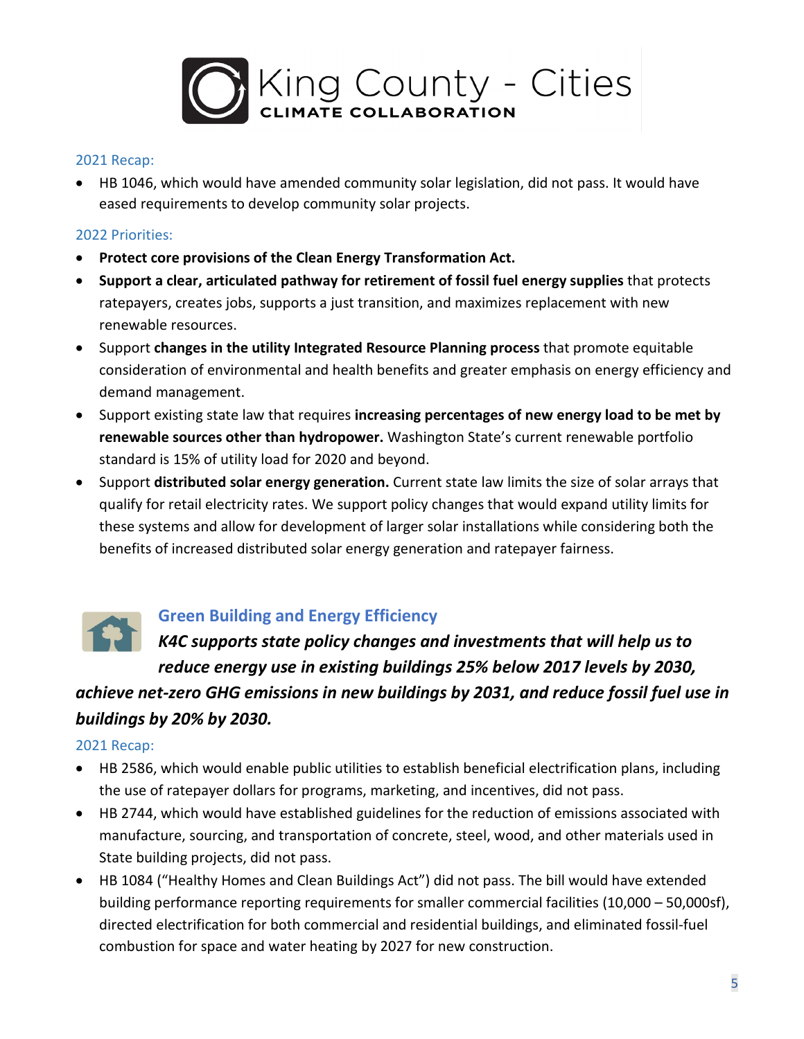### 2021 Recap:

- HB 1046, which would have amended community solar legislation, did not pass. It would have eased requirements to develop community solar projects.

### 2022 Priorities:

- **Protect core provisions of the Clean Energy Transformation Act.**
- **Support a clear, articulated pathway for retirement of fossil fuel energy supplies** that protects ratepayers, creates jobs, supports a just transition, and maximizes replacement with new renewable resources.
- Support **changes in the utility Integrated Resource Planning process** that promote equitable consideration of environmental and health benefits and greater emphasis on energy efficiency and demand management.
- Support existing state law that requires **increasing percentages of new energy load to be met by renewable sources other than hydropower.** Washington State's current renewable portfolio standard is 15% of utility load for 2020 and beyond.
- Support **distributed solar energy generation.** Current state law limits the size of solar arrays that qualify for retail electricity rates. We support policy changes that would expand utility limits for these systems and allow for development of larger solar installations while considering both the benefits of increased distributed solar energy generation and ratepayer fairness.

## Green Building and Energy Efficiency

***K4C supports state policy changes and investments that will help us to reduce energy use in existing buildings 25% below 2017 levels by 2030, achieve net-zero GHG emissions in new buildings by 2031, and reduce fossil fuel use in buildings by 20% by 2030.***

### 2021 Recap:

- HB 2586, which would enable public utilities to establish beneficial electrification plans, including the use of ratepayer dollars for programs, marketing, and incentives, did not pass.
- HB 2744, which would have established guidelines for the reduction of emissions associated with manufacture, sourcing, and transportation of concrete, steel, wood, and other materials used in State building projects, did not pass.
- HB 1084 ("Healthy Homes and Clean Buildings Act") did not pass. The bill would have extended building performance reporting requirements for smaller commercial facilities (10,000 – 50,000sf), directed electrification for both commercial and residential buildings, and eliminated fossil-fuel combustion for space and water heating by 2027 for new construction.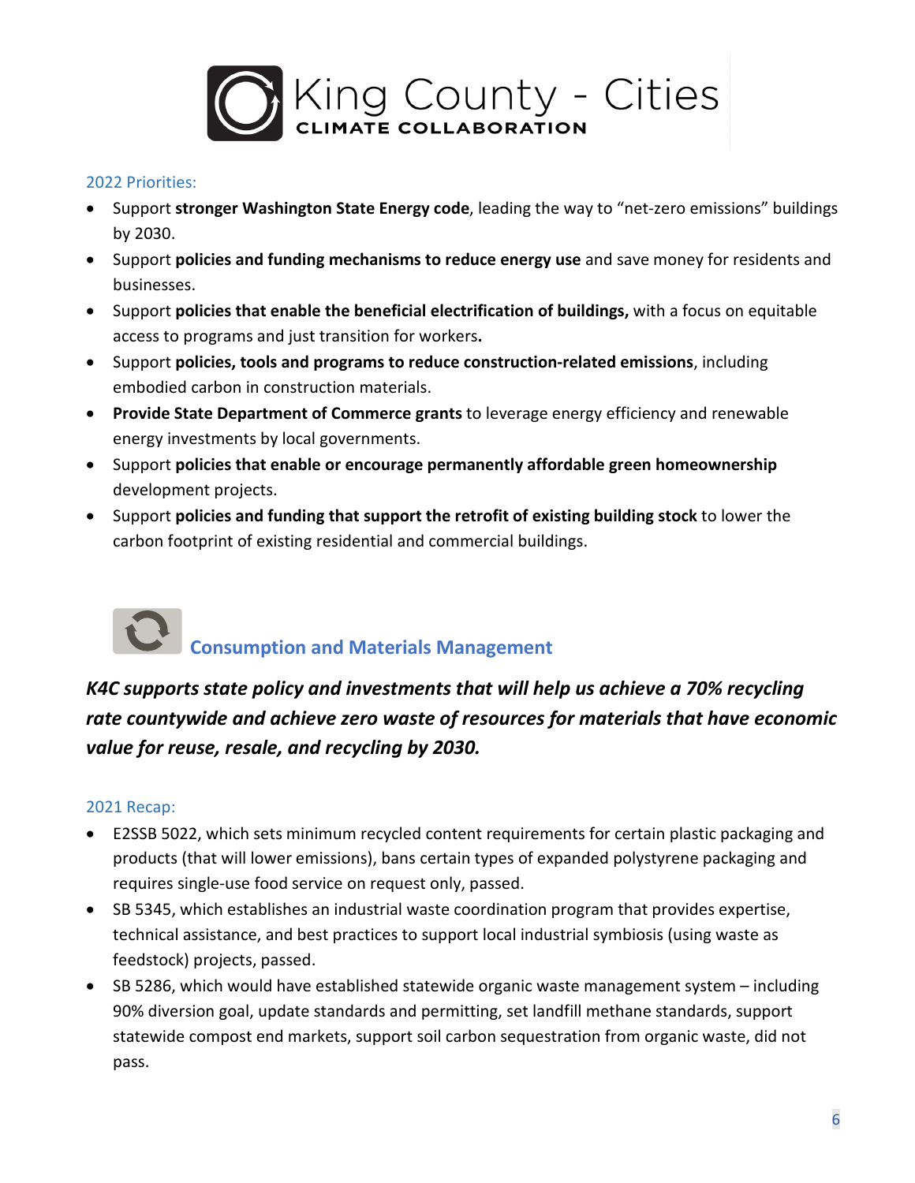2022 Priorities:

- Support **stronger Washington State Energy code**, leading the way to "net-zero emissions" buildings by 2030.
- Support **policies and funding mechanisms to reduce energy use** and save money for residents and businesses.
- Support **policies that enable the beneficial electrification of buildings,** with a focus on equitable access to programs and just transition for workers**.**
- Support **policies, tools and programs to reduce construction-related emissions**, including embodied carbon in construction materials.
- **Provide State Department of Commerce grants** to leverage energy efficiency and renewable energy investments by local governments.
- Support **policies that enable or encourage permanently affordable green homeownership** development projects.
- Support **policies and funding that support the retrofit of existing building stock** to lower the carbon footprint of existing residential and commercial buildings.

## Consumption and Materials Management

***K4C supports state policy and investments that will help us achieve a 70% recycling rate countywide and achieve zero waste of resources for materials that have economic value for reuse, resale, and recycling by 2030.***

2021 Recap:

- E2SSB 5022, which sets minimum recycled content requirements for certain plastic packaging and products (that will lower emissions), bans certain types of expanded polystyrene packaging and requires single-use food service on request only, passed.
- SB 5345, which establishes an industrial waste coordination program that provides expertise, technical assistance, and best practices to support local industrial symbiosis (using waste as feedstock) projects, passed.
- SB 5286, which would have established statewide organic waste management system – including 90% diversion goal, update standards and permitting, set landfill methane standards, support statewide compost end markets, support soil carbon sequestration from organic waste, did not pass.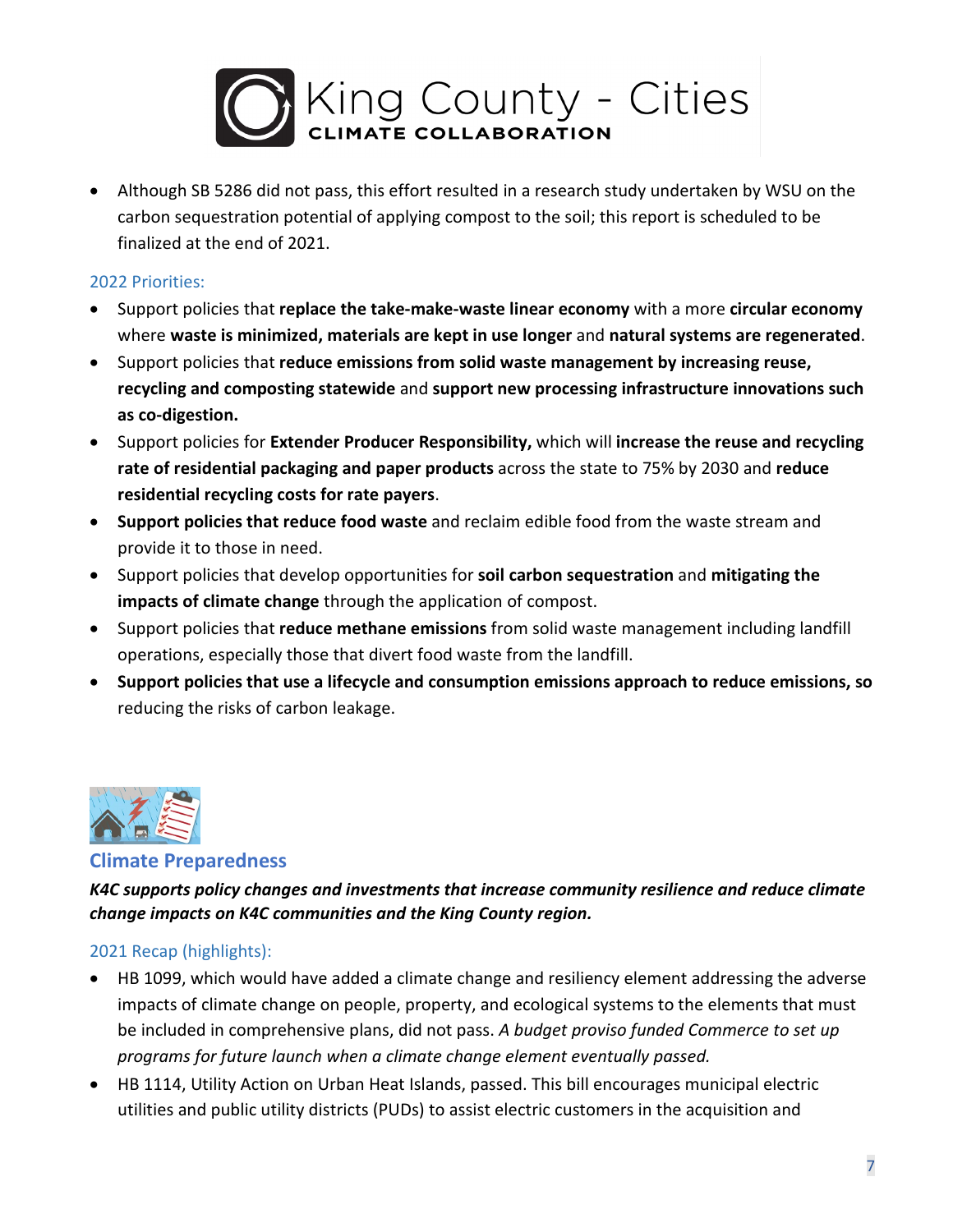- Although SB 5286 did not pass, this effort resulted in a research study undertaken by WSU on the carbon sequestration potential of applying compost to the soil; this report is scheduled to be finalized at the end of 2021.

### 2022 Priorities:

- Support policies that **replace the take-make-waste linear economy** with a more **circular economy** where **waste is minimized, materials are kept in use longer** and **natural systems are regenerated**.
- Support policies that **reduce emissions from solid waste management by increasing reuse, recycling and composting statewide** and **support new processing infrastructure innovations such as co-digestion.**
- Support policies for **Extender Producer Responsibility,** which will **increase the reuse and recycling rate of residential packaging and paper products** across the state to 75% by 2030 and **reduce residential recycling costs for rate payers**.
- **Support policies that reduce food waste** and reclaim edible food from the waste stream and provide it to those in need.
- Support policies that develop opportunities for **soil carbon sequestration** and **mitigating the impacts of climate change** through the application of compost.
- Support policies that **reduce methane emissions** from solid waste management including landfill operations, especially those that divert food waste from the landfill.
- **Support policies that use a lifecycle and consumption emissions approach to reduce emissions, so** reducing the risks of carbon leakage.

## Climate Preparedness

***K4C supports policy changes and investments that increase community resilience and reduce climate change impacts on K4C communities and the King County region.***

### 2021 Recap (highlights):

- HB 1099, which would have added a climate change and resiliency element addressing the adverse impacts of climate change on people, property, and ecological systems to the elements that must be included in comprehensive plans, did not pass. *A budget proviso funded Commerce to set up programs for future launch when a climate change element eventually passed.*
- HB 1114, Utility Action on Urban Heat Islands, passed. This bill encourages municipal electric utilities and public utility districts (PUDs) to assist electric customers in the acquisition and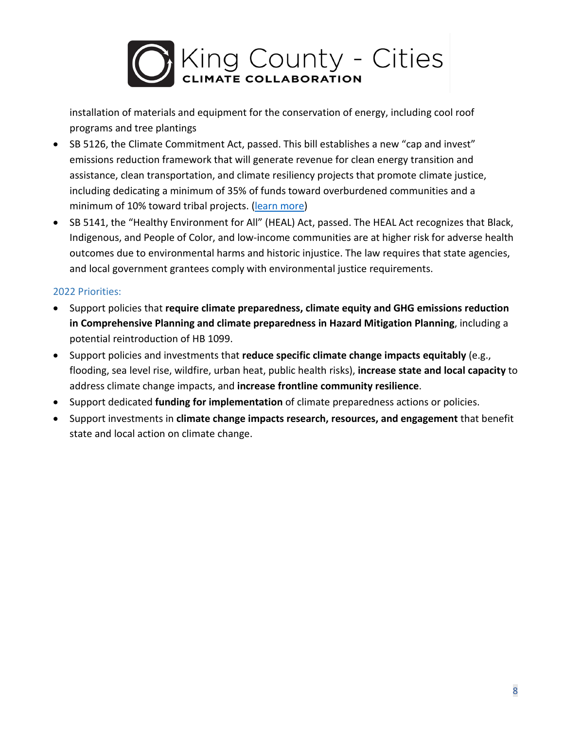installation of materials and equipment for the conservation of energy, including cool roof programs and tree plantings

- SB 5126, the Climate Commitment Act, passed. This bill establishes a new "cap and invest" emissions reduction framework that will generate revenue for clean energy transition and assistance, clean transportation, and climate resiliency projects that promote climate justice, including dedicating a minimum of 35% of funds toward overburdened communities and a minimum of 10% toward tribal projects. (learn more)
- SB 5141, the "Healthy Environment for All" (HEAL) Act, passed. The HEAL Act recognizes that Black, Indigenous, and People of Color, and low-income communities are at higher risk for adverse health outcomes due to environmental harms and historic injustice. The law requires that state agencies, and local government grantees comply with environmental justice requirements.

### 2022 Priorities:

- Support policies that **require climate preparedness, climate equity and GHG emissions reduction in Comprehensive Planning and climate preparedness in Hazard Mitigation Planning**, including a potential reintroduction of HB 1099.
- Support policies and investments that **reduce specific climate change impacts equitably** (e.g., flooding, sea level rise, wildfire, urban heat, public health risks), **increase state and local capacity** to address climate change impacts, and **increase frontline community resilience**.
- Support dedicated **funding for implementation** of climate preparedness actions or policies.
- Support investments in **climate change impacts research, resources, and engagement** that benefit state and local action on climate change.